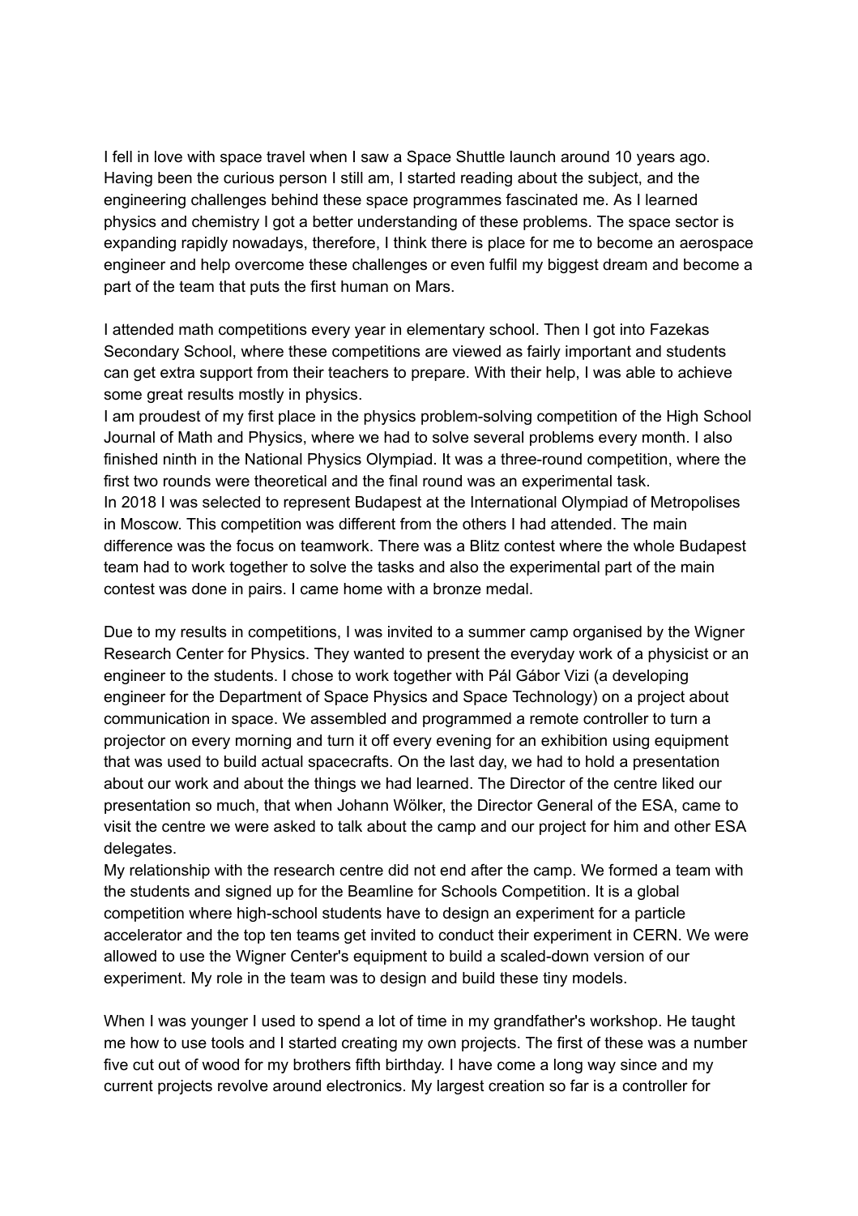I fell in love with space travel when I saw a Space Shuttle launch around 10 years ago. Having been the curious person I still am, I started reading about the subject, and the engineering challenges behind these space programmes fascinated me. As I learned physics and chemistry I got a better understanding of these problems. The space sector is expanding rapidly nowadays, therefore, I think there is place for me to become an aerospace engineer and help overcome these challenges or even fulfil my biggest dream and become a part of the team that puts the first human on Mars.

I attended math competitions every year in elementary school. Then I got into Fazekas Secondary School, where these competitions are viewed as fairly important and students can get extra support from their teachers to prepare. With their help, I was able to achieve some great results mostly in physics.

I am proudest of my first place in the physics problem-solving competition of the High School Journal of Math and Physics, where we had to solve several problems every month. I also finished ninth in the National Physics Olympiad. It was a three-round competition, where the first two rounds were theoretical and the final round was an experimental task.

In 2018 I was selected to represent Budapest at the International Olympiad of Metropolises in Moscow. This competition was different from the others I had attended. The main difference was the focus on teamwork. There was a Blitz contest where the whole Budapest team had to work together to solve the tasks and also the experimental part of the main contest was done in pairs. I came home with a bronze medal.

Due to my results in competitions, I was invited to a summer camp organised by the Wigner Research Center for Physics. They wanted to present the everyday work of a physicist or an engineer to the students. I chose to work together with Pál Gábor Vizi (a developing engineer for the Department of Space Physics and Space Technology) on a project about communication in space. We assembled and programmed a remote controller to turn a projector on every morning and turn it off every evening for an exhibition using equipment that was used to build actual spacecrafts. On the last day, we had to hold a presentation about our work and about the things we had learned. The Director of the centre liked our presentation so much, that when Johann Wölker, the Director General of the ESA, came to visit the centre we were asked to talk about the camp and our project for him and other ESA delegates.

My relationship with the research centre did not end after the camp. We formed a team with the students and signed up for the Beamline for Schools Competition. It is a global competition where high-school students have to design an experiment for a particle accelerator and the top ten teams get invited to conduct their experiment in CERN. We were allowed to use the Wigner Center's equipment to build a scaled-down version of our experiment. My role in the team was to design and build these tiny models.

When I was younger I used to spend a lot of time in my grandfather's workshop. He taught me how to use tools and I started creating my own projects. The first of these was a number five cut out of wood for my brothers fifth birthday. I have come a long way since and my current projects revolve around electronics. My largest creation so far is a controller for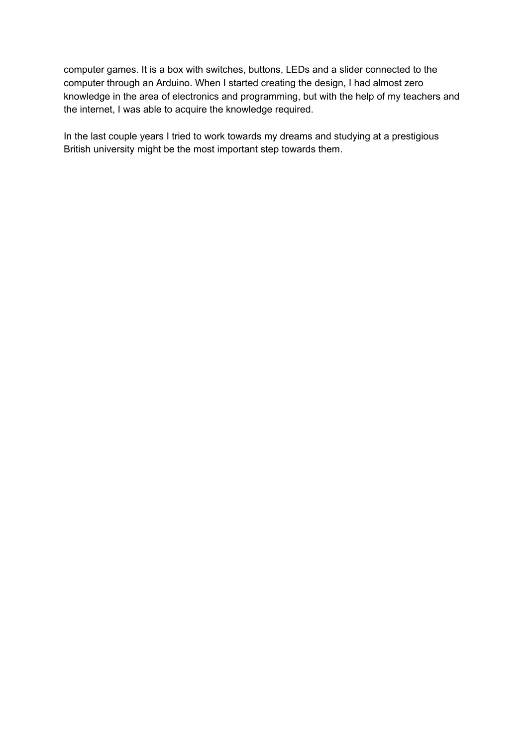computer games. It is a box with switches, buttons, LEDs and a slider connected to the computer through an Arduino. When I started creating the design, I had almost zero knowledge in the area of electronics and programming, but with the help of my teachers and the internet, I was able to acquire the knowledge required.

In the last couple years I tried to work towards my dreams and studying at a prestigious British university might be the most important step towards them.